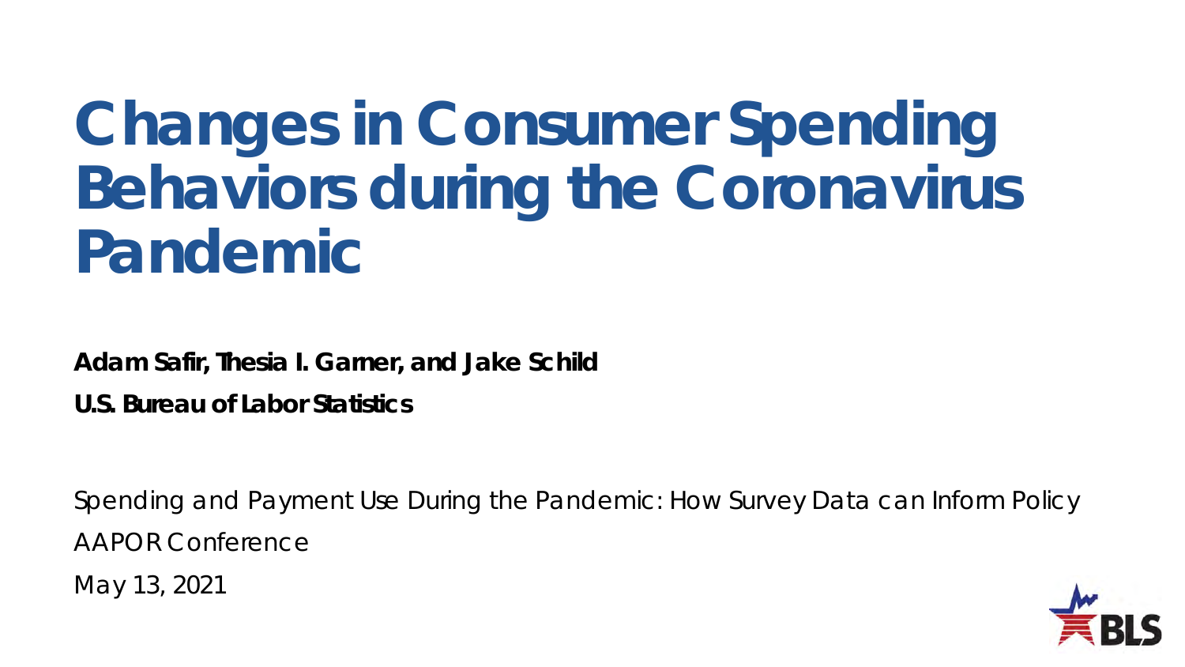# Changes in Consumer Spending Behaviors during the Coronavirus Pandemic

**Adam Safir, Thesia I. Garner, and Jake Schild**

**U.S. Bureau of Labor Statistics**

Spending and Payment Use During the Pandemic: How Survey Data can Inform Policy

AAPOR Conference

May 13, 2021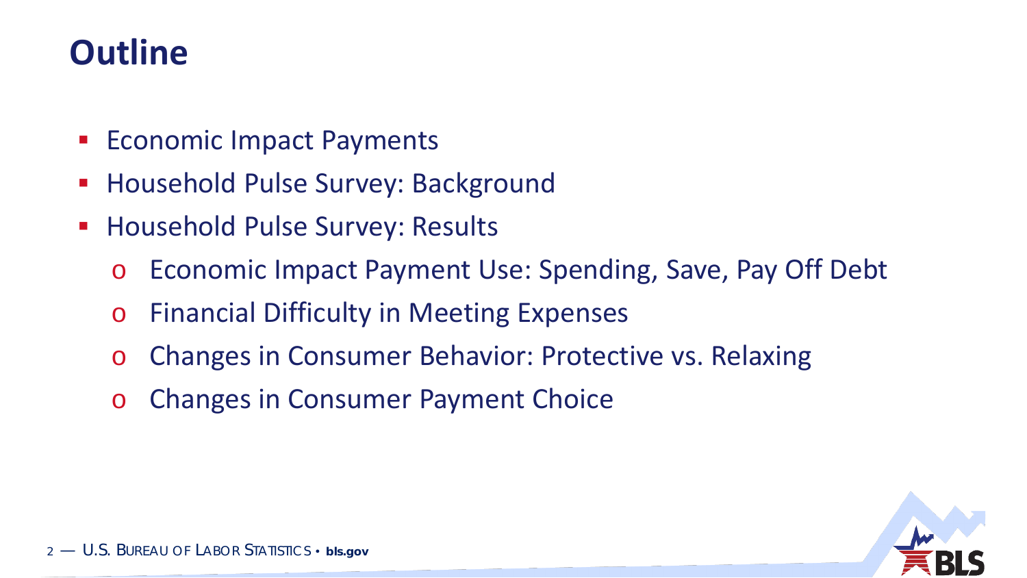# Outline

- Economic Impact Payments
- Household Pulse Survey: Background
- Household Pulse Survey: Results
  - Economic Impact Payment Use: Spending, Save, Pay Off Debt
  - Financial Difficulty in Meeting Expenses
  - Changes in Consumer Behavior: Protective vs. Relaxing
  - Changes in Consumer Payment Choice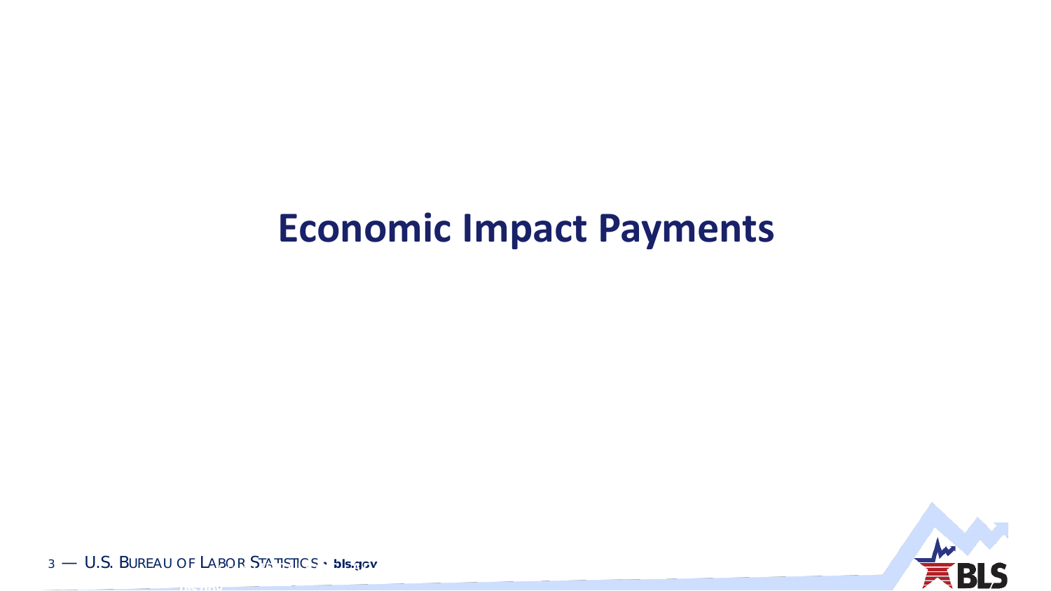# Economic Impact Payments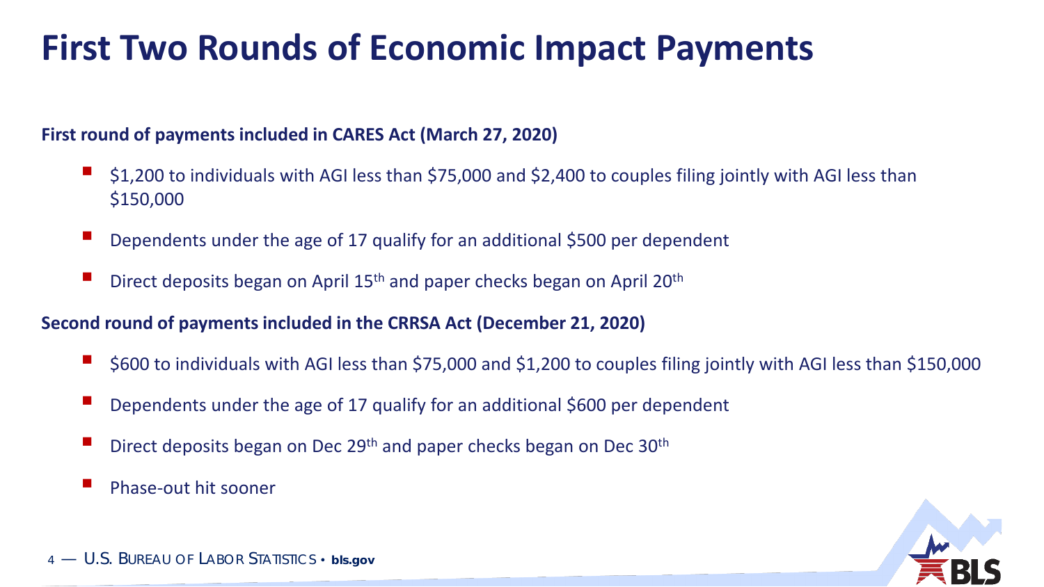# First Two Rounds of Economic Impact Payments

**First round of payments included in CARES Act (March 27, 2020)**

- $1,200 to individuals with AGI less than $75,000 and $2,400 to couples filing jointly with AGI less than $150,000
- Dependents under the age of 17 qualify for an additional $500 per dependent
- Direct deposits began on April 15th and paper checks began on April 20th

**Second round of payments included in the CRRSA Act (December 21, 2020)**

- $600 to individuals with AGI less than $75,000 and $1,200 to couples filing jointly with AGI less than $150,000
- Dependents under the age of 17 qualify for an additional $600 per dependent
- Direct deposits began on Dec 29th and paper checks began on Dec 30th
- Phase-out hit sooner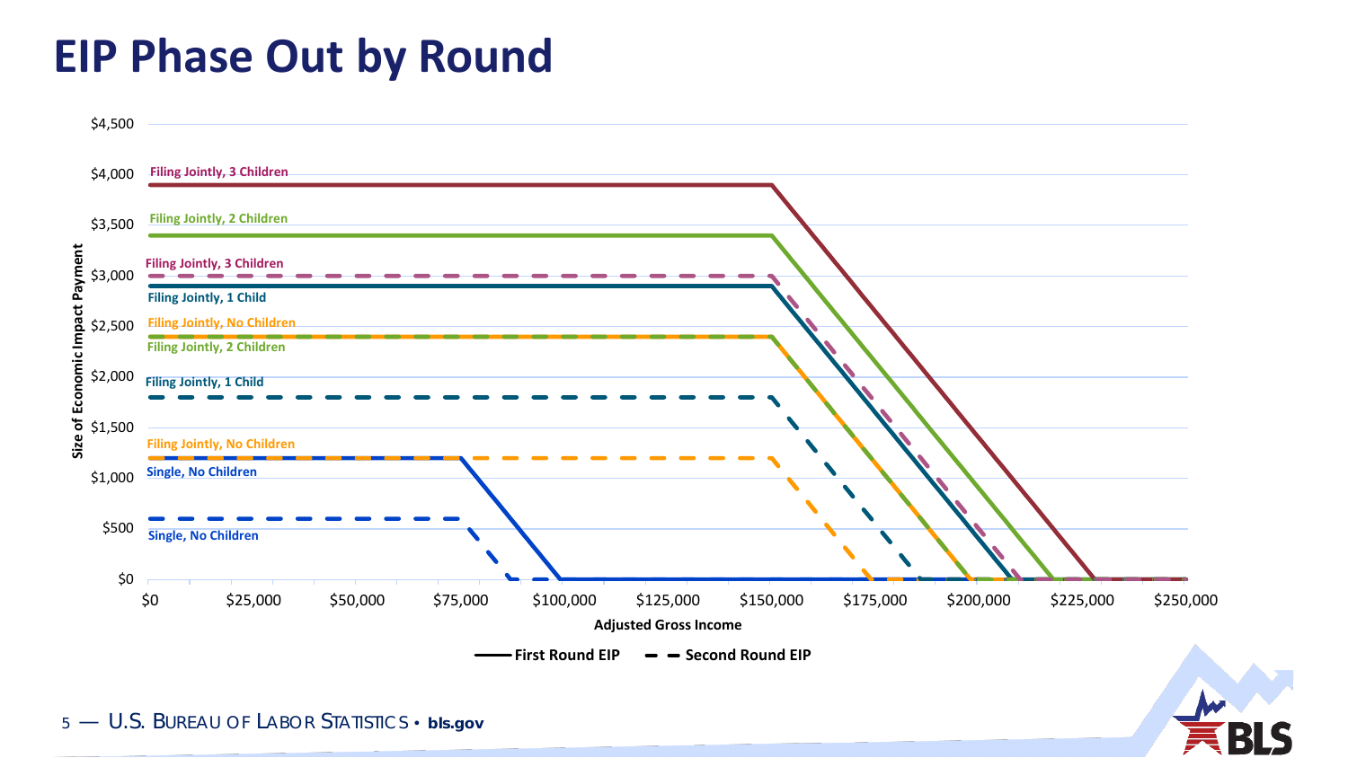# EIP Phase Out by Round

Size of Economic Impact Payment

$4,500
$4,000
$3,500
$3,000
$2,500
$2,000
$1,500
$1,000
$500
$0

Filing Jointly, 3 Children
Filing Jointly, 2 Children
Filing Jointly, 3 Children
Filing Jointly, 1 Child
Filing Jointly, No Children
Filing Jointly, 2 Children
Filing Jointly, 1 Child
Filing Jointly, No Children
Single, No Children
Single, No Children

$0 $25,000 $50,000 $75,000 $100,000 $125,000 $150,000 $175,000 $200,000 $225,000 $250,000

Adjusted Gross Income

First Round EIP — Second Round EIP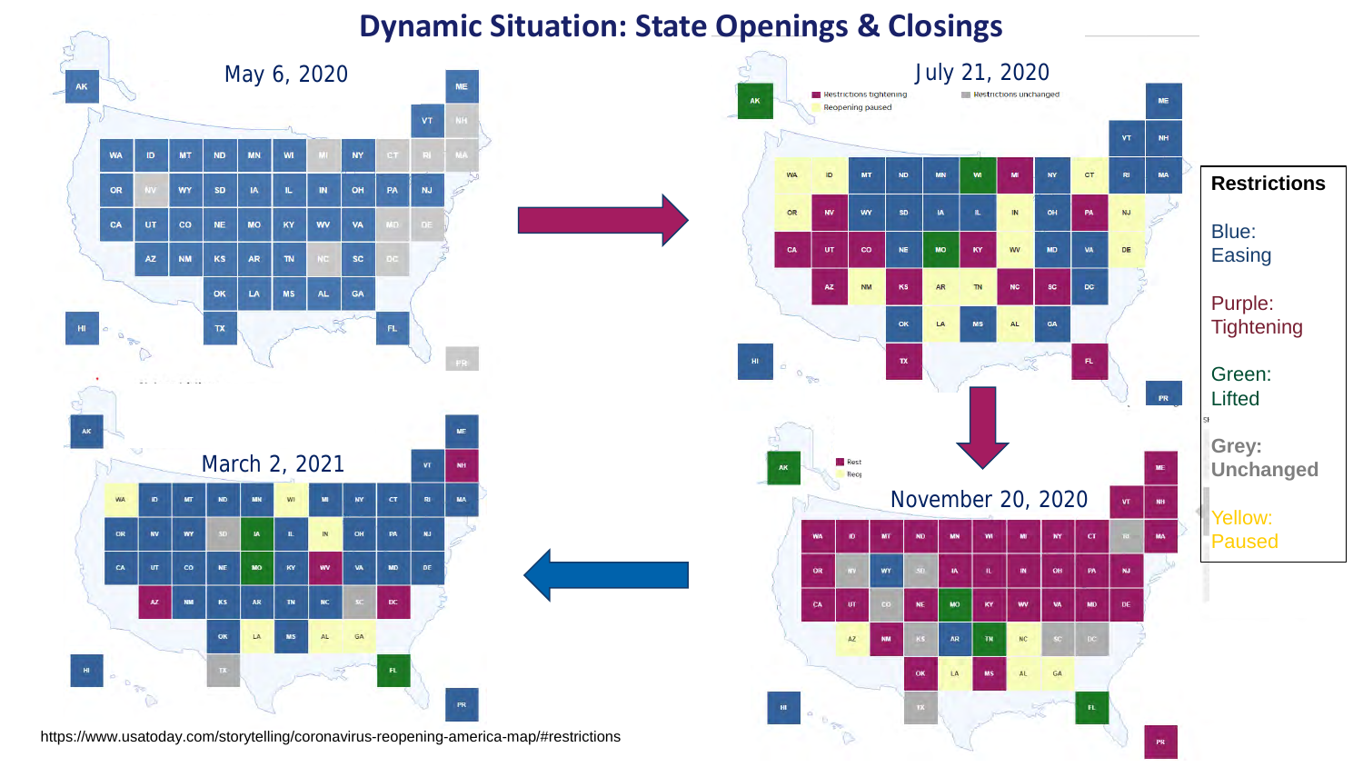# Dynamic Situation: State Openings & Closings

May 6, 2020

July 21, 2020

November 20, 2020

March 2, 2021

**Restrictions**

Blue: Easing

Purple: Tightening

Green: Lifted

Grey: Unchanged

Yellow: Paused

https://www.usatoday.com/storytelling/coronavirus-reopening-america-map/#restrictions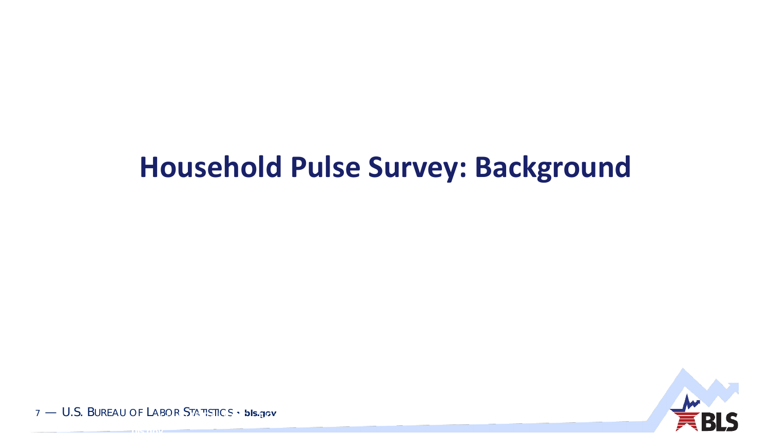# Household Pulse Survey: Background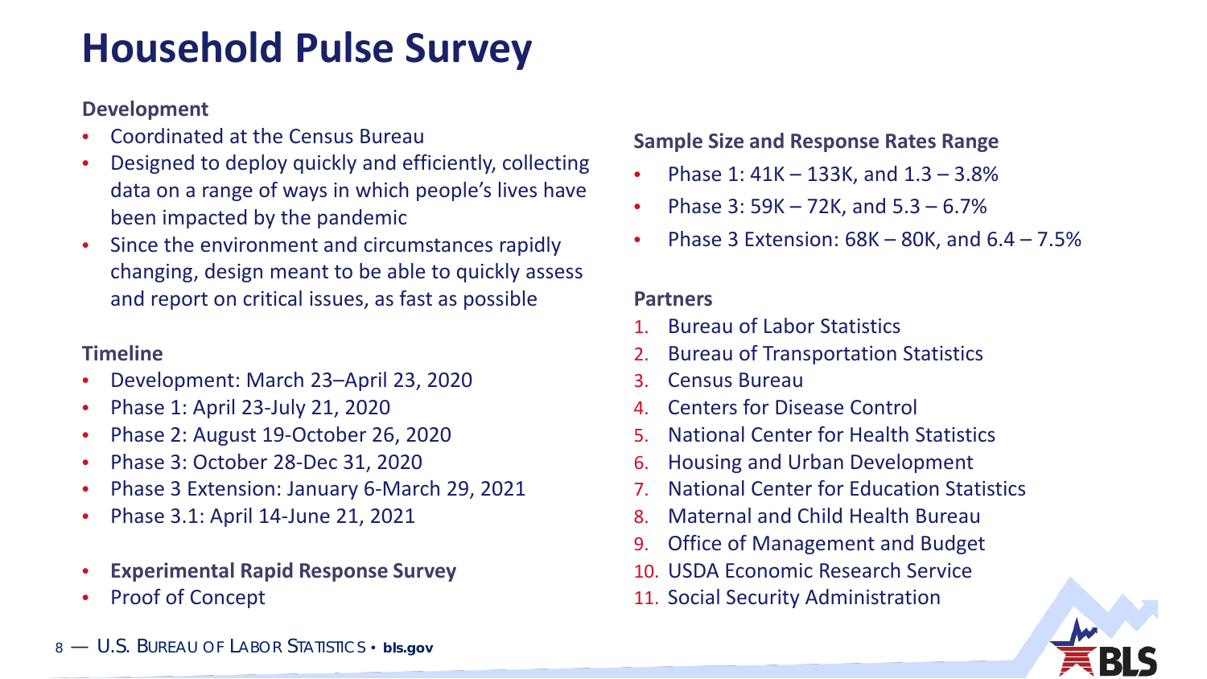# Household Pulse Survey

**Development**

- Coordinated at the Census Bureau
- Designed to deploy quickly and efficiently, collecting data on a range of ways in which people's lives have been impacted by the pandemic
- Since the environment and circumstances rapidly changing, design meant to be able to quickly assess and report on critical issues, as fast as possible

**Timeline**

- Development: March 23–April 23, 2020
- Phase 1: April 23-July 21, 2020
- Phase 2: August 19-October 26, 2020
- Phase 3: October 28-Dec 31, 2020
- Phase 3 Extension: January 6-March 29, 2021
- Phase 3.1: April 14-June 21, 2021

- **Experimental Rapid Response Survey**
- Proof of Concept

**Sample Size and Response Rates Range**

- Phase 1: 41K – 133K, and 1.3 – 3.8%
- Phase 3: 59K – 72K, and 5.3 – 6.7%
- Phase 3 Extension: 68K – 80K, and 6.4 – 7.5%

**Partners**

1. Bureau of Labor Statistics
2. Bureau of Transportation Statistics
3. Census Bureau
4. Centers for Disease Control
5. National Center for Health Statistics
6. Housing and Urban Development
7. National Center for Education Statistics
8. Maternal and Child Health Bureau
9. Office of Management and Budget
10. USDA Economic Research Service
11. Social Security Administration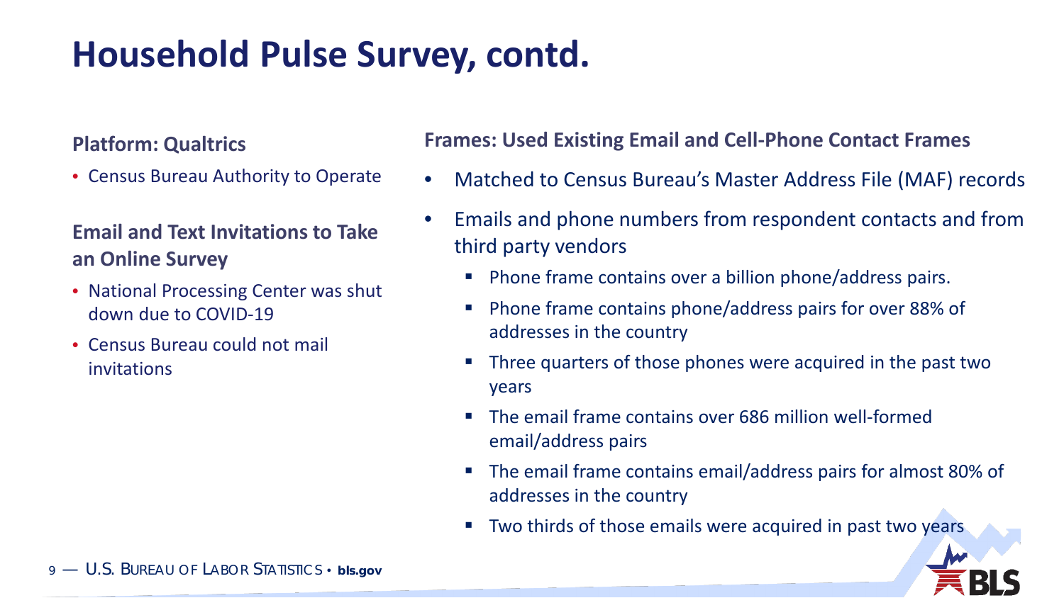# Household Pulse Survey, contd.

**Platform: Qualtrics**

- Census Bureau Authority to Operate

**Email and Text Invitations to Take an Online Survey**

- National Processing Center was shut down due to COVID-19
- Census Bureau could not mail invitations

**Frames: Used Existing Email and Cell-Phone Contact Frames**

- Matched to Census Bureau's Master Address File (MAF) records
- Emails and phone numbers from respondent contacts and from third party vendors
  - Phone frame contains over a billion phone/address pairs.
  - Phone frame contains phone/address pairs for over 88% of addresses in the country
  - Three quarters of those phones were acquired in the past two years
  - The email frame contains over 686 million well-formed email/address pairs
  - The email frame contains email/address pairs for almost 80% of addresses in the country
  - Two thirds of those emails were acquired in past two years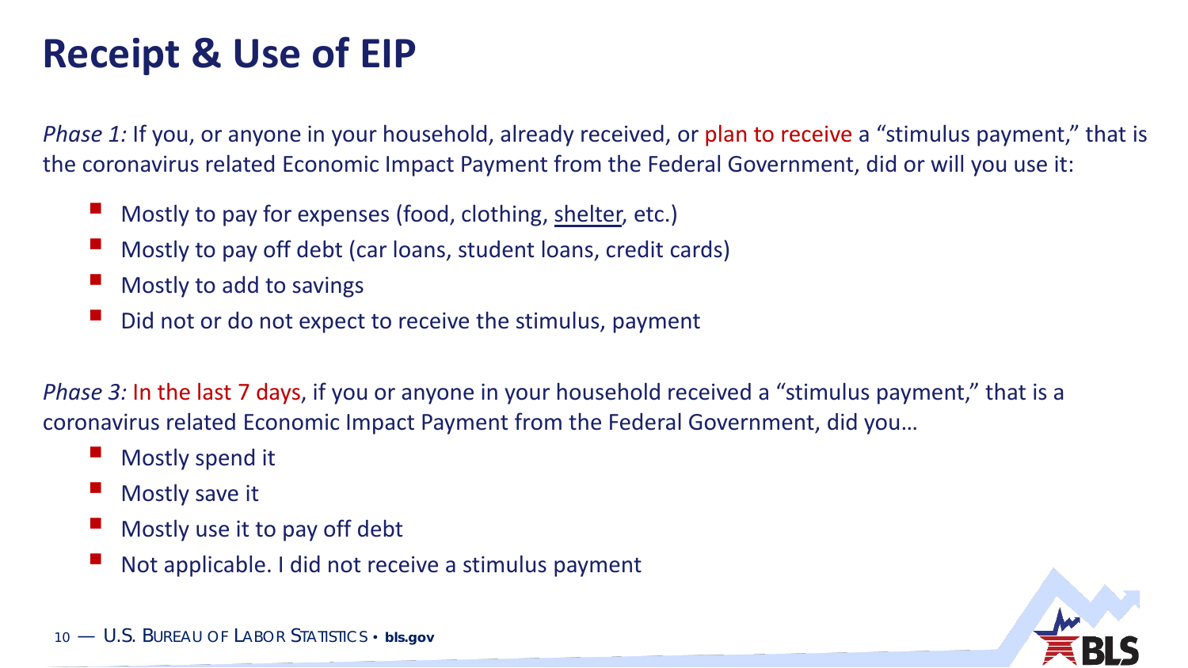# Receipt & Use of EIP

*Phase 1:* If you, or anyone in your household, already received, or plan to receive a "stimulus payment," that is the coronavirus related Economic Impact Payment from the Federal Government, did or will you use it:

- Mostly to pay for expenses (food, clothing, shelter, etc.)
- Mostly to pay off debt (car loans, student loans, credit cards)
- Mostly to add to savings
- Did not or do not expect to receive the stimulus, payment

*Phase 3:* In the last 7 days, if you or anyone in your household received a "stimulus payment," that is a coronavirus related Economic Impact Payment from the Federal Government, did you…

- Mostly spend it
- Mostly save it
- Mostly use it to pay off debt
- Not applicable. I did not receive a stimulus payment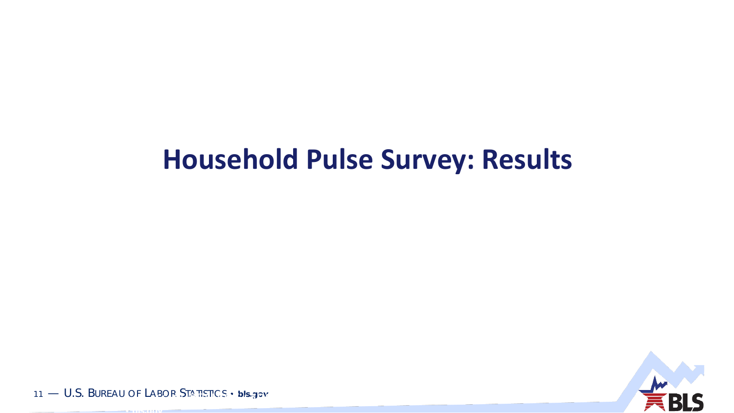# Household Pulse Survey: Results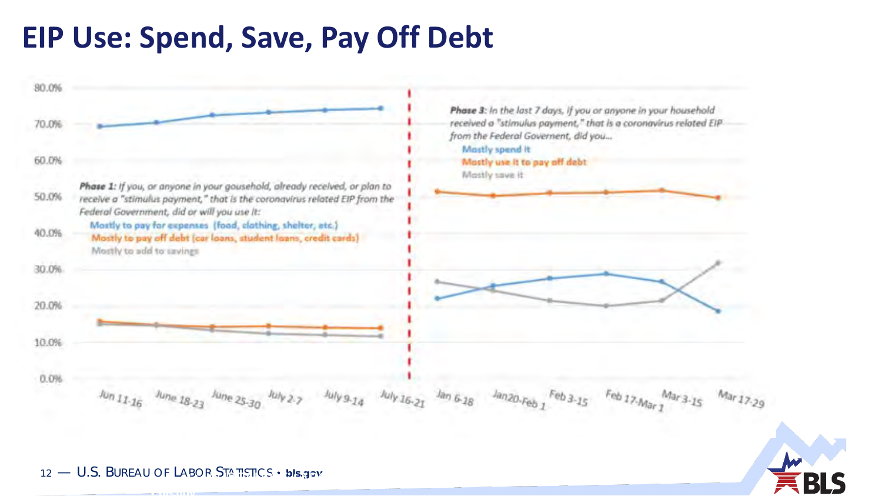# EIP Use: Spend, Save, Pay Off Debt

**Phase 1:** *If you, or anyone in your gousehold, already received, or plan to receive a "stimulus payment," that is the coronavirus related EIP from the Federal Government, did or will you use it:*

- Mostly to pay for expenses (food, clothing, shelter, etc.)
- Mostly to pay off debt (car loans, student loans, credit cards)
- Mostly to add to savings

**Phase 3:** *In the last 7 days, if you or anyone in your household received a "stimulus payment," that is a coronavirus related EIP from the Federal Governent, did you...*

- Mostly spend it
- Mostly use it to pay off debt
- Mostly save it

80.0%, 70.0%, 60.0%, 50.0%, 40.0%, 30.0%, 20.0%, 10.0%, 0.0%

Jun 11-16, June 18-23, June 25-30, July 2-7, July 9-14, July 16-21, Jan 6-18, Jan20-Feb 1, Feb 3-15, Feb 17-Mar 1, Mar 3-15, Mar 17-29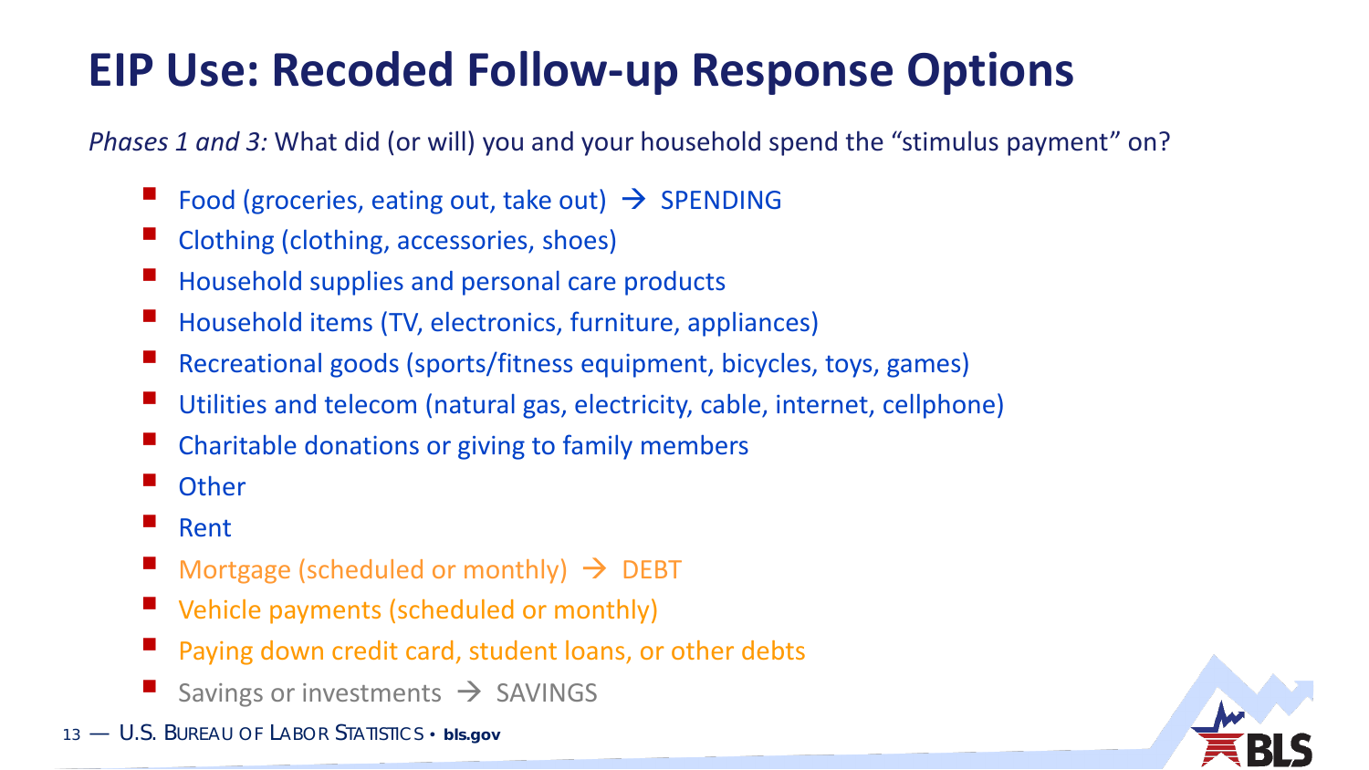# EIP Use: Recoded Follow-up Response Options

*Phases 1 and 3:* What did (or will) you and your household spend the "stimulus payment" on?

- Food (groceries, eating out, take out) → SPENDING
- Clothing (clothing, accessories, shoes)
- Household supplies and personal care products
- Household items (TV, electronics, furniture, appliances)
- Recreational goods (sports/fitness equipment, bicycles, toys, games)
- Utilities and telecom (natural gas, electricity, cable, internet, cellphone)
- Charitable donations or giving to family members
- Other
- Rent
- Mortgage (scheduled or monthly) → DEBT
- Vehicle payments (scheduled or monthly)
- Paying down credit card, student loans, or other debts
- Savings or investments → SAVINGS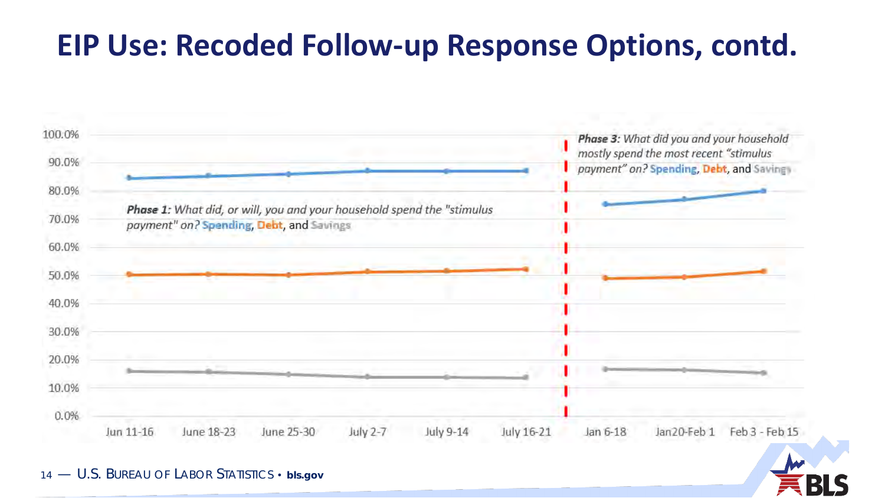# EIP Use: Recoded Follow-up Response Options, contd.

***Phase 1:*** *What did, or will, you and your household spend the "stimulus payment" on?* Spending, Debt, and Savings

***Phase 3:*** *What did you and your household mostly spend the most recent "stimulus payment" on?* Spending, Debt, and Savings

100.0%
90.0%
80.0%
70.0%
60.0%
50.0%
40.0%
30.0%
20.0%
10.0%
0.0%

Jun 11-16 | June 18-23 | June 25-30 | July 2-7 | July 9-14 | July 16-21 | Jan 6-18 | Jan20-Feb 1 | Feb 3 - Feb 15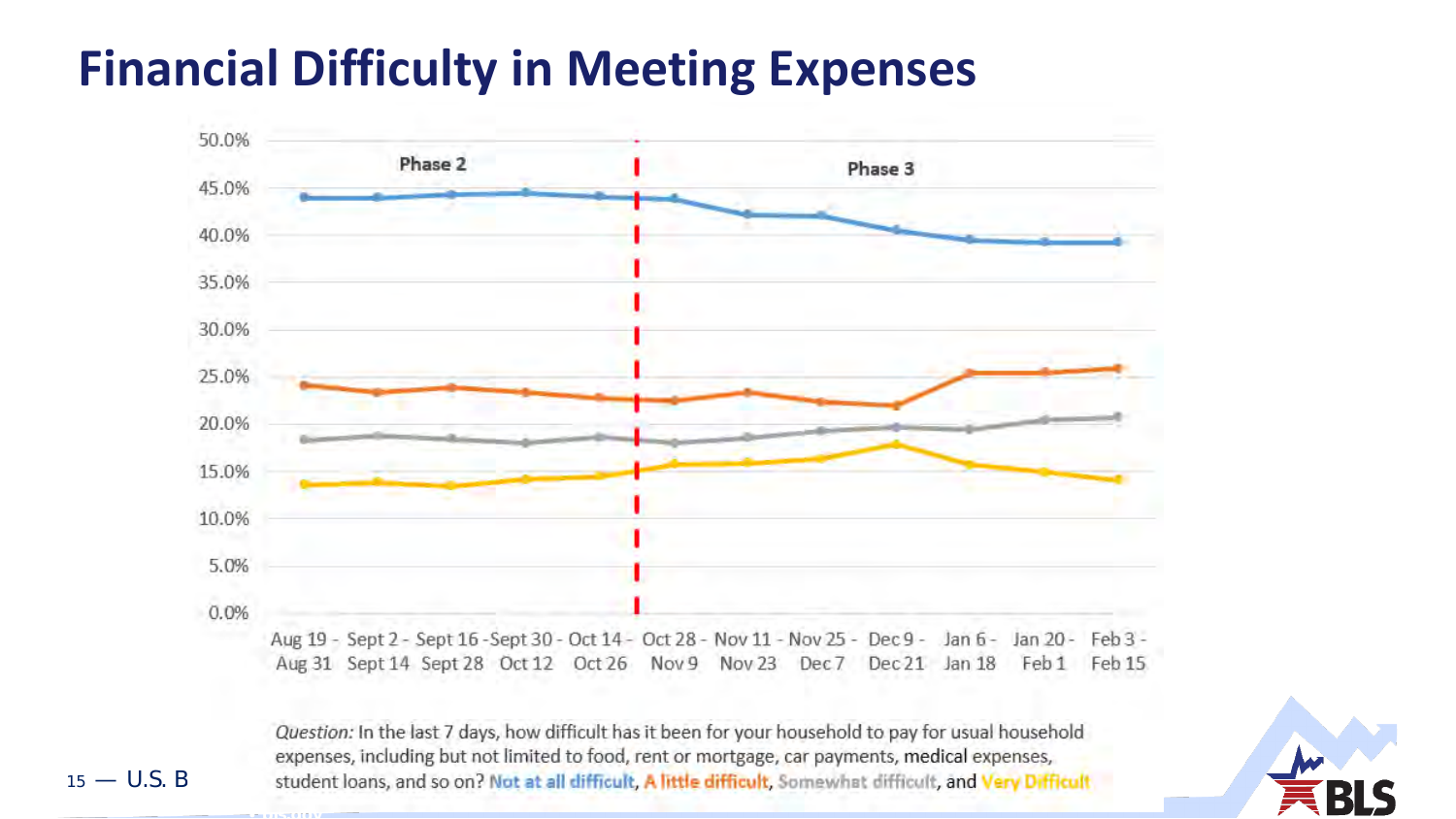# Financial Difficulty in Meeting Expenses

Phase 2 | Phase 3

50.0%, 45.0%, 40.0%, 35.0%, 30.0%, 25.0%, 20.0%, 15.0%, 10.0%, 5.0%, 0.0%

Aug 19 - Aug 31 | Sept 2 - Sept 14 | Sept 16 - Sept 28 | Sept 30 - Oct 12 | Oct 14 - Oct 26 | Oct 28 - Nov 9 | Nov 11 - Nov 23 | Nov 25 - Dec 7 | Dec 9 - Dec 21 | Jan 6 - Jan 18 | Jan 20 - Feb 1 | Feb 3 - Feb 15

*Question:* In the last 7 days, how difficult has it been for your household to pay for usual household expenses, including but not limited to food, rent or mortgage, car payments, medical expenses, student loans, and so on? Not at all difficult, A little difficult, Somewhat difficult, and Very Difficult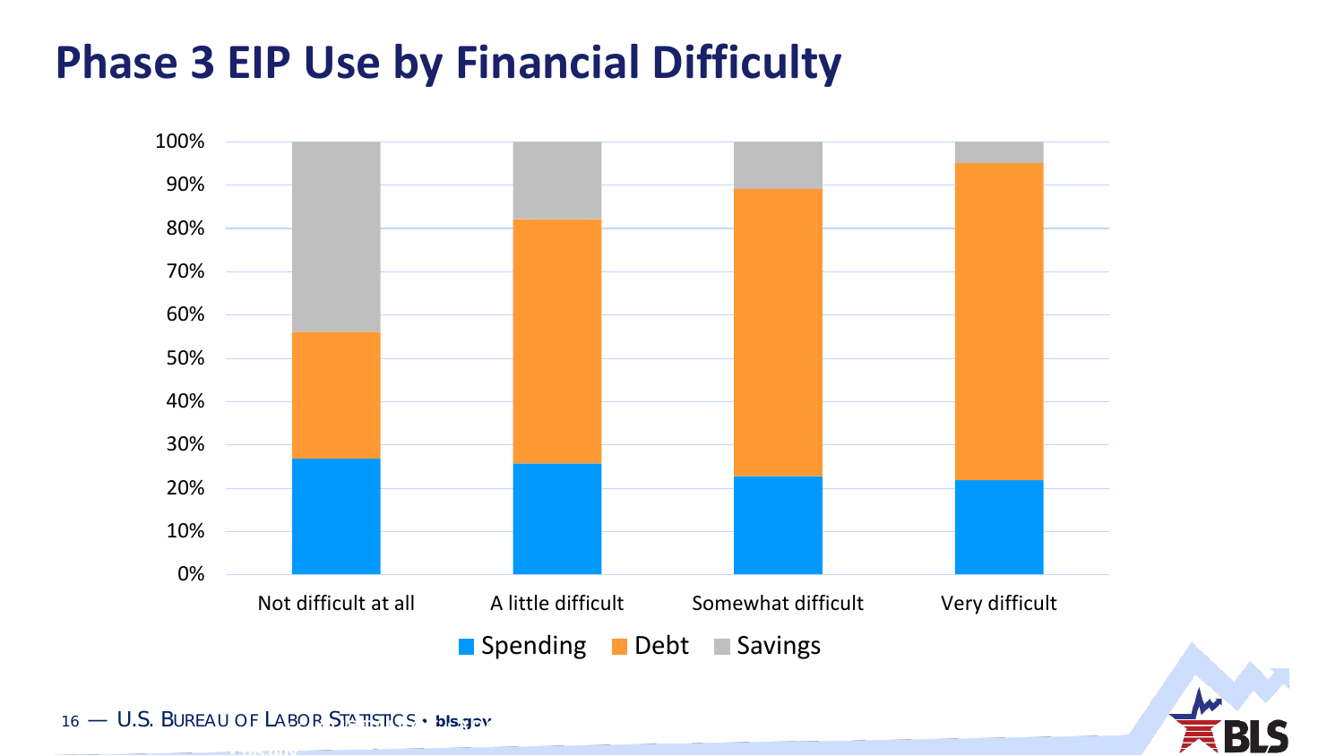# Phase 3 EIP Use by Financial Difficulty

| | Spending | Debt | Savings |
|---|---|---|---|
| Not difficult at all | 27% | 29% | 44% |
| A little difficult | 26% | 56% | 18% |
| Somewhat difficult | 23% | 66% | 11% |
| Very difficult | 22% | 73% | 5% |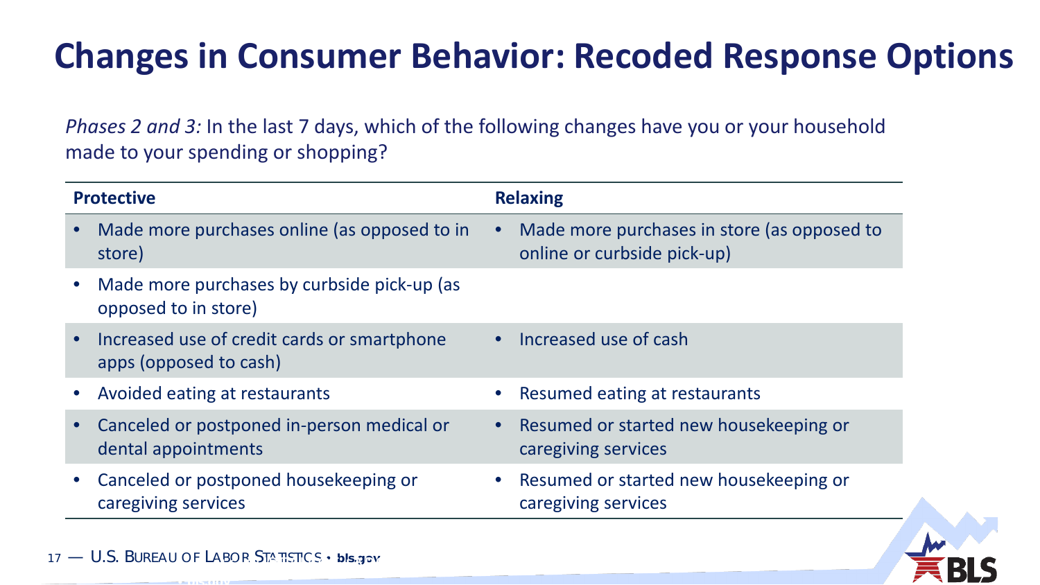# Changes in Consumer Behavior: Recoded Response Options

*Phases 2 and 3:* In the last 7 days, which of the following changes have you or your household made to your spending or shopping?

| Protective | Relaxing |
|---|---|
| • Made more purchases online (as opposed to in store) | • Made more purchases in store (as opposed to online or curbside pick-up) |
| • Made more purchases by curbside pick-up (as opposed to in store) | |
| • Increased use of credit cards or smartphone apps (opposed to cash) | • Increased use of cash |
| • Avoided eating at restaurants | • Resumed eating at restaurants |
| • Canceled or postponed in-person medical or dental appointments | • Resumed or started new housekeeping or caregiving services |
| • Canceled or postponed housekeeping or caregiving services | • Resumed or started new housekeeping or caregiving services |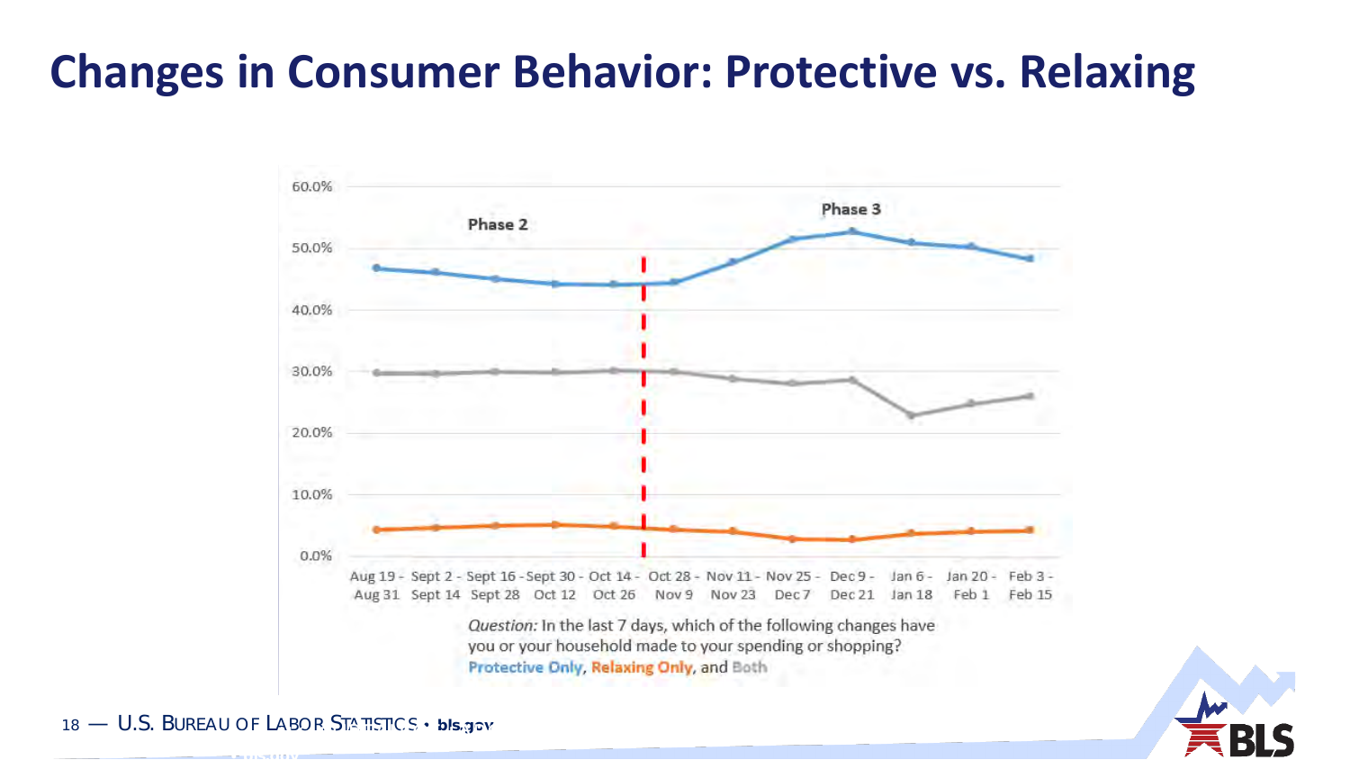# Changes in Consumer Behavior: Protective vs. Relaxing

*Question:* In the last 7 days, which of the following changes have you or your household made to your spending or shopping?

Protective Only, Relaxing Only, and Both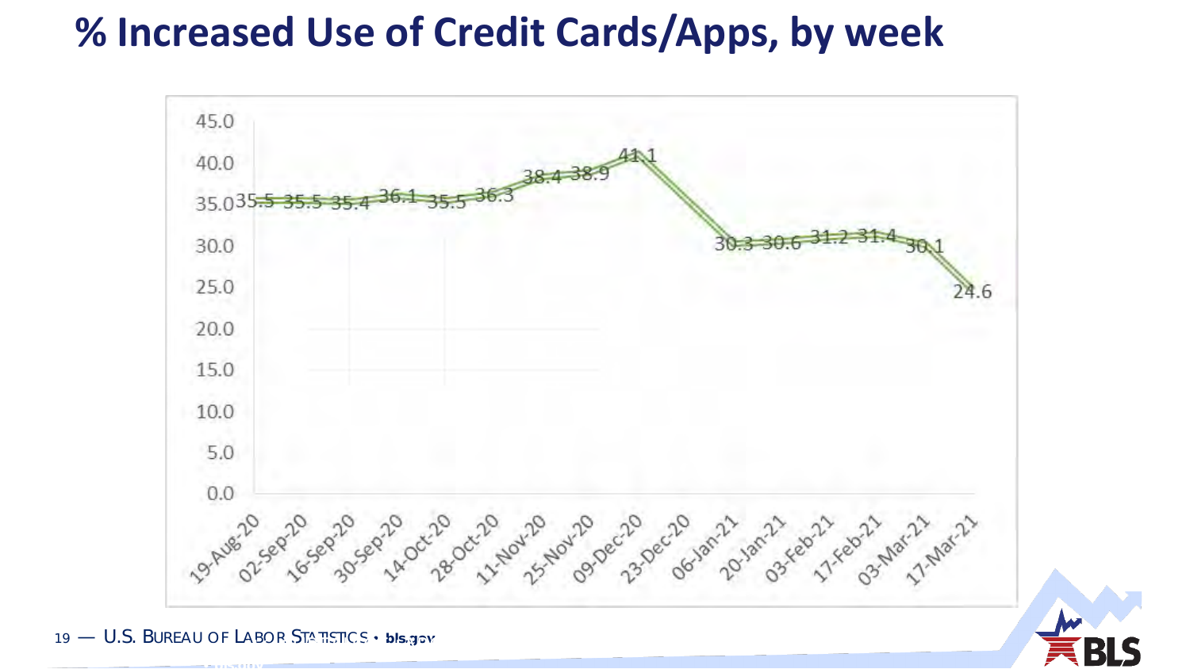# % Increased Use of Credit Cards/Apps, by week

| Week | % |
|---|---|
| 19-Aug-20 | 35.5 |
| 02-Sep-20 | 35.5 |
| 16-Sep-20 | 35.4 |
| 30-Sep-20 | 36.1 |
| 14-Oct-20 | 35.5 |
| 28-Oct-20 | 36.3 |
| 11-Nov-20 | 38.4 |
| 25-Nov-20 | 38.9 |
| 09-Dec-20 | 41.1 |
| 23-Dec-20 | |
| 06-Jan-21 | 30.3 |
| 20-Jan-21 | 30.6 |
| 03-Feb-21 | 31.2 |
| 17-Feb-21 | 31.4 |
| 03-Mar-21 | 30.1 |
| 17-Mar-21 | 24.6 |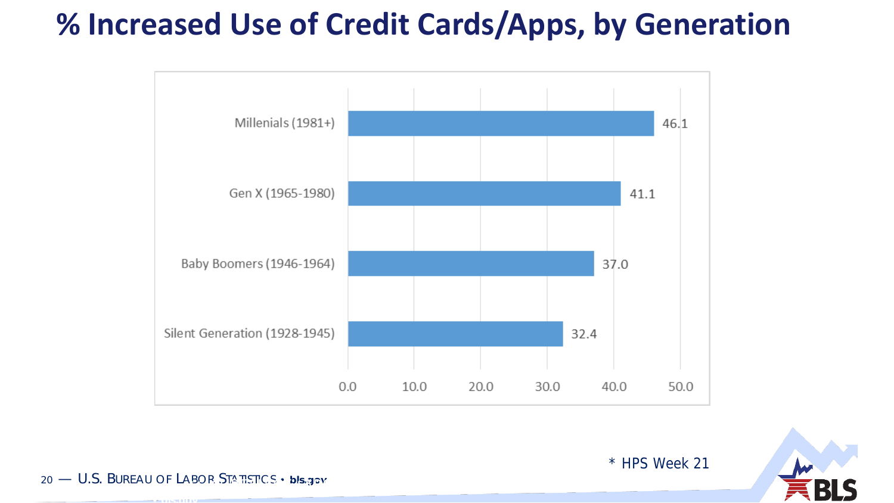# % Increased Use of Credit Cards/Apps, by Generation

| Generation | % |
|---|---|
| Millenials (1981+) | 46.1 |
| Gen X (1965-1980) | 41.1 |
| Baby Boomers (1946-1964) | 37.0 |
| Silent Generation (1928-1945) | 32.4 |

* HPS Week 21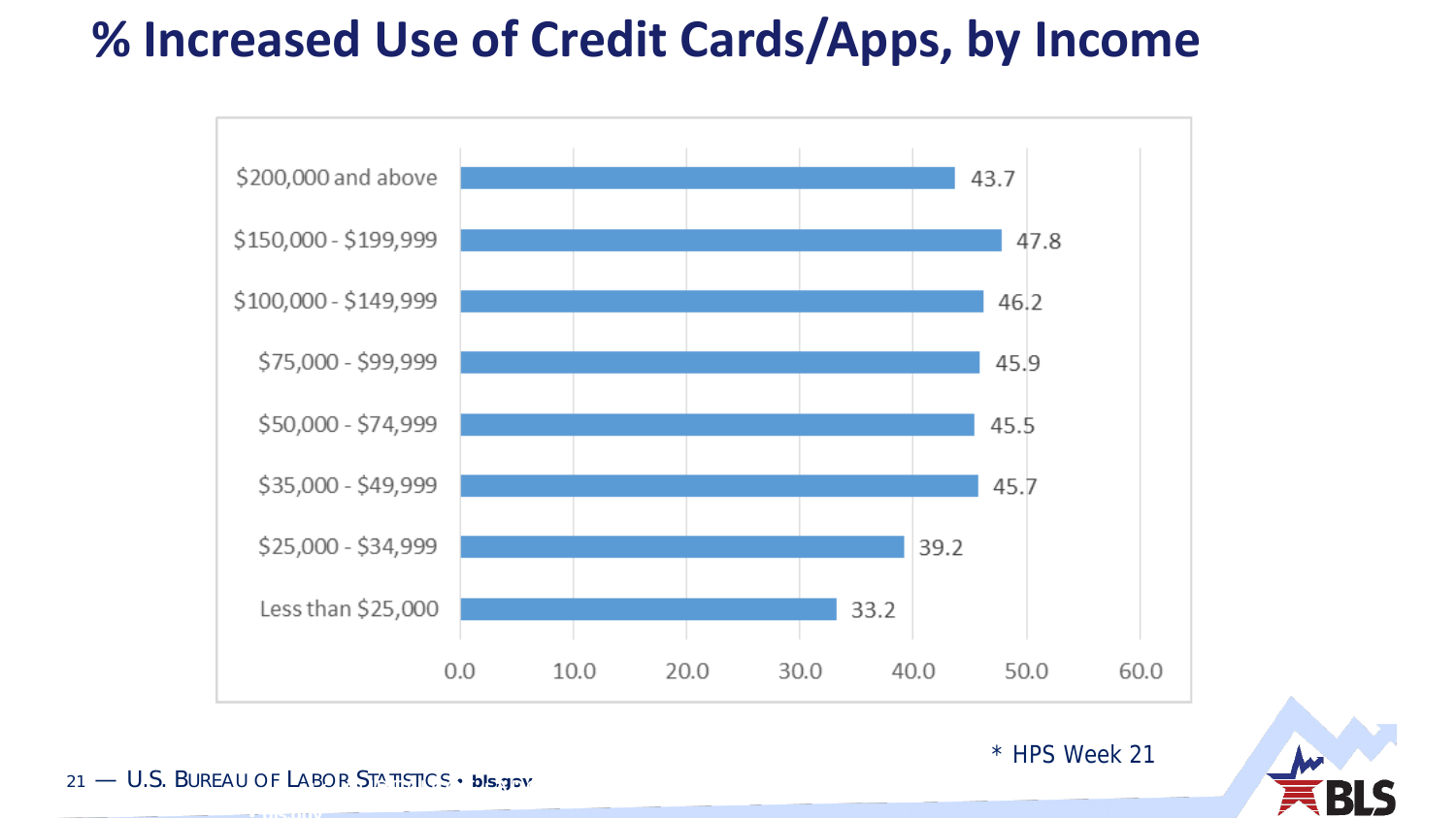# % Increased Use of Credit Cards/Apps, by Income

| Income | % |
| --- | --- |
| $200,000 and above | 43.7 |
| $150,000 - $199,999 | 47.8 |
| $100,000 - $149,999 | 46.2 |
| $75,000 - $99,999 | 45.9 |
| $50,000 - $74,999 | 45.5 |
| $35,000 - $49,999 | 45.7 |
| $25,000 - $34,999 | 39.2 |
| Less than $25,000 | 33.2 |

* HPS Week 21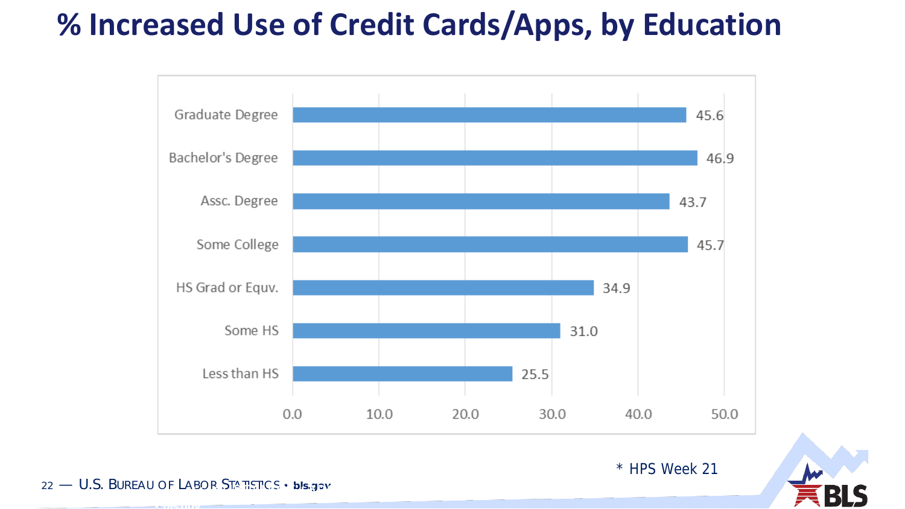# % Increased Use of Credit Cards/Apps, by Education

| Education | % |
|---|---|
| Graduate Degree | 45.6 |
| Bachelor's Degree | 46.9 |
| Assc. Degree | 43.7 |
| Some College | 45.7 |
| HS Grad or Equv. | 34.9 |
| Some HS | 31.0 |
| Less than HS | 25.5 |

* HPS Week 21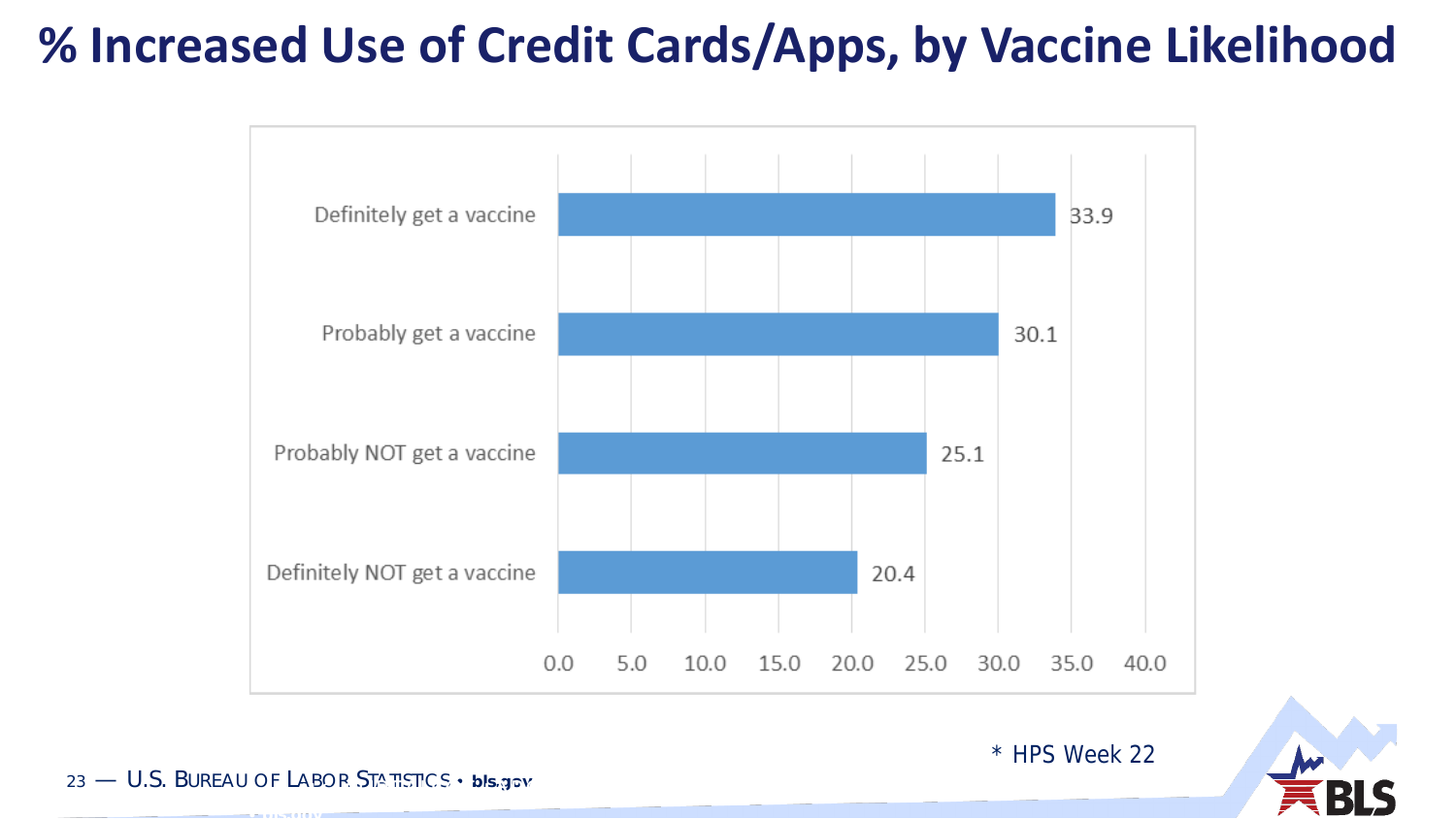# % Increased Use of Credit Cards/Apps, by Vaccine Likelihood

| Vaccine Likelihood | % |
|---|---|
| Definitely get a vaccine | 33.9 |
| Probably get a vaccine | 30.1 |
| Probably NOT get a vaccine | 25.1 |
| Definitely NOT get a vaccine | 20.4 |

\* HPS Week 22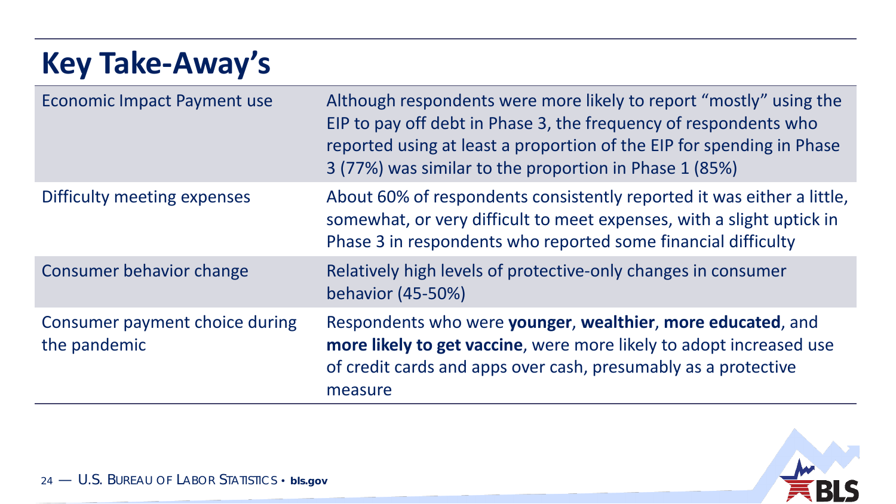# Key Take-Away's

| | |
|---|---|
| Economic Impact Payment use | Although respondents were more likely to report "mostly" using the EIP to pay off debt in Phase 3, the frequency of respondents who reported using at least a proportion of the EIP for spending in Phase 3 (77%) was similar to the proportion in Phase 1 (85%) |
| Difficulty meeting expenses | About 60% of respondents consistently reported it was either a little, somewhat, or very difficult to meet expenses, with a slight uptick in Phase 3 in respondents who reported some financial difficulty |
| Consumer behavior change | Relatively high levels of protective-only changes in consumer behavior (45-50%) |
| Consumer payment choice during the pandemic | Respondents who were **younger**, **wealthier**, **more educated**, and **more likely to get vaccine**, were more likely to adopt increased use of credit cards and apps over cash, presumably as a protective measure |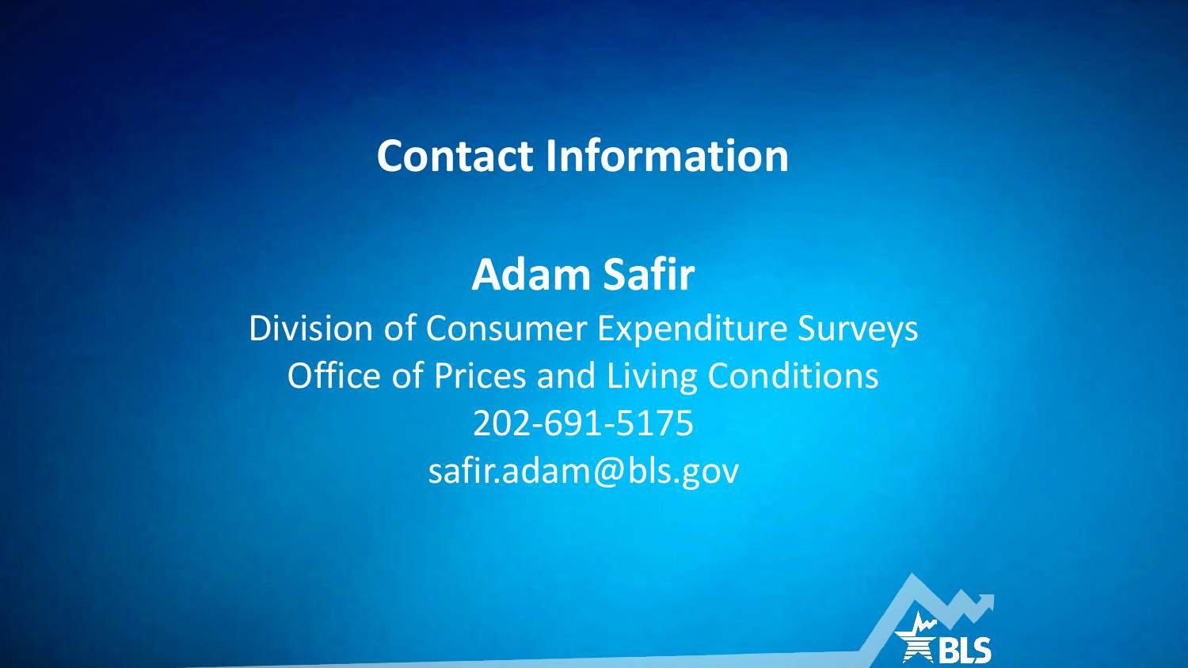# Contact Information

## Adam Safir

Division of Consumer Expenditure Surveys
Office of Prices and Living Conditions
202-691-5175
safir.adam@bls.gov